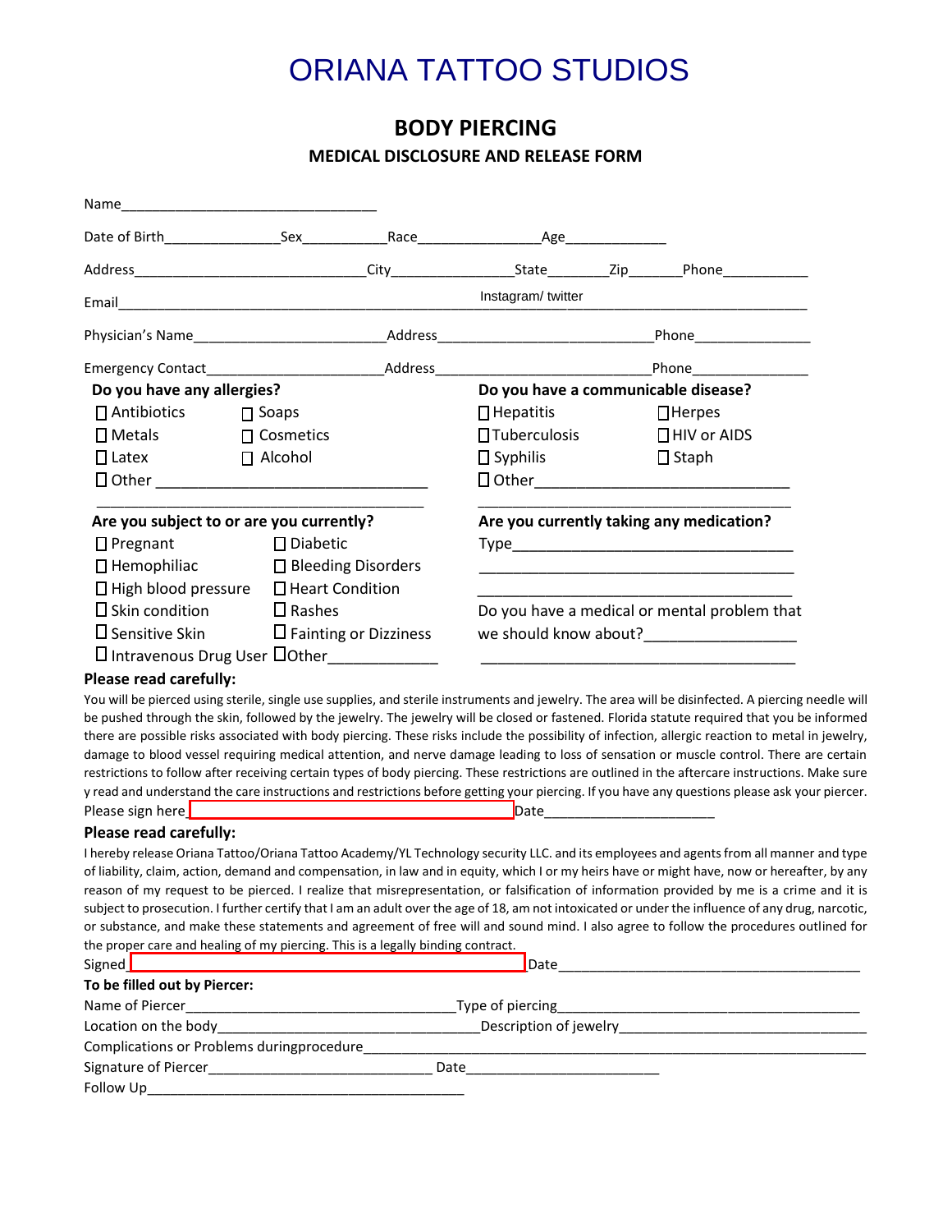# ORIANA TATTOO STUDIOS

## BODY PIERCING

### MEDICAL DISCLOSURE AND RELEASE FORM

Name_________________________________

Date of Birth______________Sex___________Race_______________Age____________

Address______________________________City_______________State________Zip_______Phone___________

Email_____________________________________________ Instagram/ twitter ___________________________________

Physician's Name_______________________Address___________________________Phone______________

Emergency Contact______________________Address___________________________Phone______________

**Do you have any allergies?**

- ☐ Antibiotics ☐ Soaps
- ☐ Metals ☐ Cosmetics
- ☐ Latex ☐ Alcohol
- ☐ Other ___________________________________

_______________________________________

**Do you have a communicable disease?**

- ☐ Hepatitis ☐ Herpes
- ☐ Tuberculosis ☐ HIV or AIDS
- ☐ Syphilis ☐ Staph
- ☐ Other________________________________

_______________________________________

**Are you subject to or are you currently?**

- ☐ Pregnant ☐ Diabetic
- ☐ Hemophiliac ☐ Bleeding Disorders
- ☐ High blood pressure ☐ Heart Condition
- ☐ Skin condition ☐ Rashes
- ☐ Sensitive Skin ☐ Fainting or Dizziness
- ☐ Intravenous Drug User ☐ Other_____________

**Are you currently taking any medication?**

Type__________________________________

_______________________________________

_______________________________________

Do you have a medical or mental problem that we should know about?_________________

_______________________________________

**Please read carefully:**

You will be pierced using sterile, single use supplies, and sterile instruments and jewelry. The area will be disinfected. A piercing needle will be pushed through the skin, followed by the jewelry. The jewelry will be closed or fastened. Florida statute required that you be informed there are possible risks associated with body piercing. These risks include the possibility of infection, allergic reaction to metal in jewelry, damage to blood vessel requiring medical attention, and nerve damage leading to loss of sensation or muscle control. There are certain restrictions to follow after receiving certain types of body piercing. These restrictions are outlined in the aftercare instructions. Make sure y read and understand the care instructions and restrictions before getting your piercing. If you have any questions please ask your piercer.

Please sign here____________________________________Date______________________

**Please read carefully:**

I hereby release Oriana Tattoo/Oriana Tattoo Academy/YL Technology security LLC. and its employees and agents from all manner and type of liability, claim, action, demand and compensation, in law and in equity, which I or my heirs have or might have, now or hereafter, by any reason of my request to be pierced. I realize that misrepresentation, or falsification of information provided by me is a crime and it is subject to prosecution. I further certify that I am an adult over the age of 18, am not intoxicated or under the influence of any drug, narcotic, or substance, and make these statements and agreement of free will and sound mind. I also agree to follow the procedures outlined for the proper care and healing of my piercing. This is a legally binding contract.

Signed____________________________________________Date_______________________________________

**To be filled out by Piercer:**

Name of Piercer__________________________________Type of piercing________________________________________

Location on the body________________________________Description of jewelry_______________________________

Complications or Problems duringprocedure______________________________________________________________

Signature of Piercer____________________________ Date________________________

Follow Up_________________________________________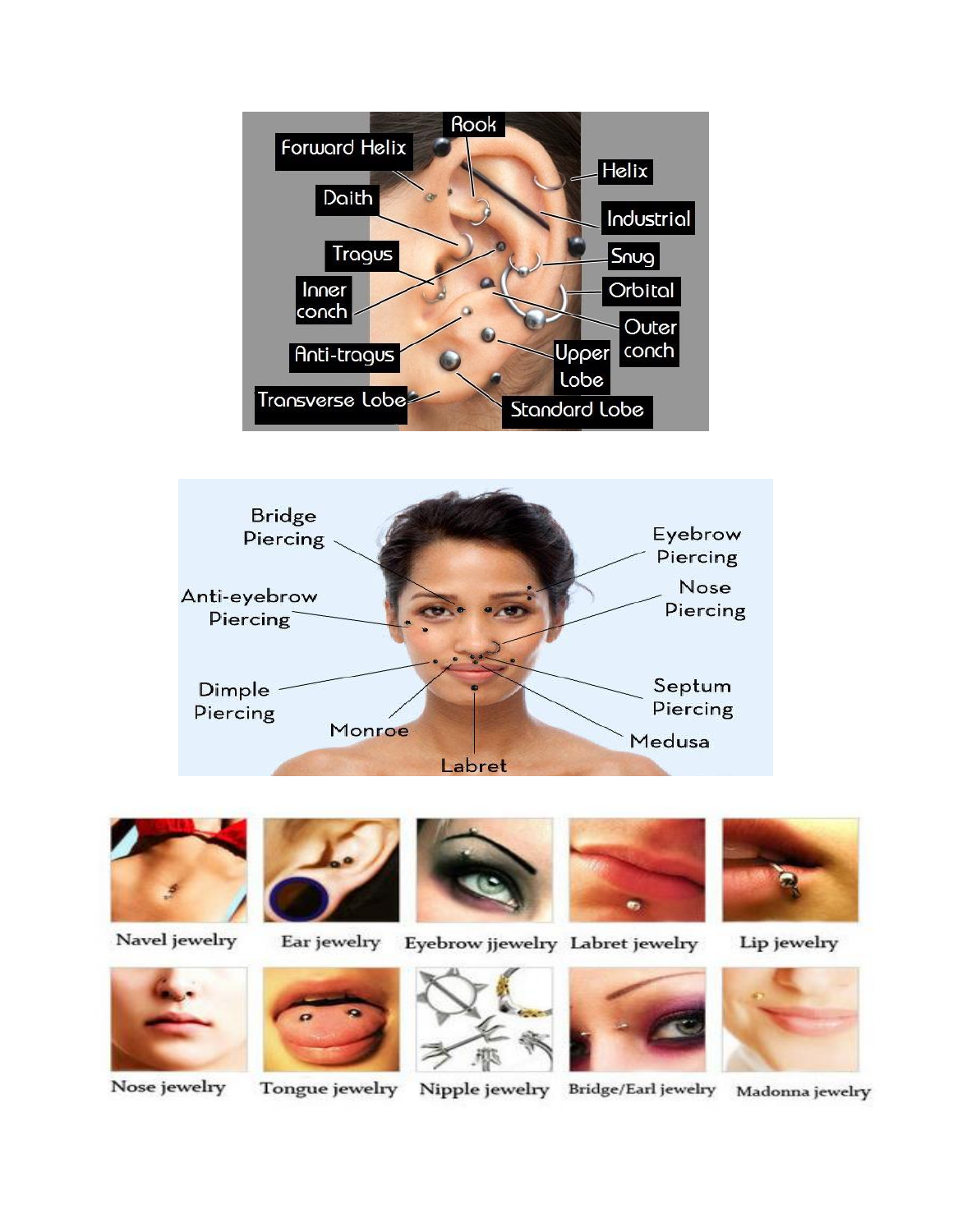Rook
Forward Helix
Helix
Daith
Industrial
Tragus
Snug
Inner conch
Orbital
Outer conch
Anti-tragus
Upper Lobe
Transverse Lobe
Standard Lobe

Bridge Piercing
Eyebrow Piercing
Nose Piercing
Anti-eyebrow Piercing
Dimple Piercing
Septum Piercing
Monroe
Medusa
Labret

Navel jewelry
Ear jewelry
Eyebrow jjewelry
Labret jewelry
Lip jewelry
Nose jewelry
Tongue jewelry
Nipple jewelry
Bridge/Earl jewelry
Madonna jewelry